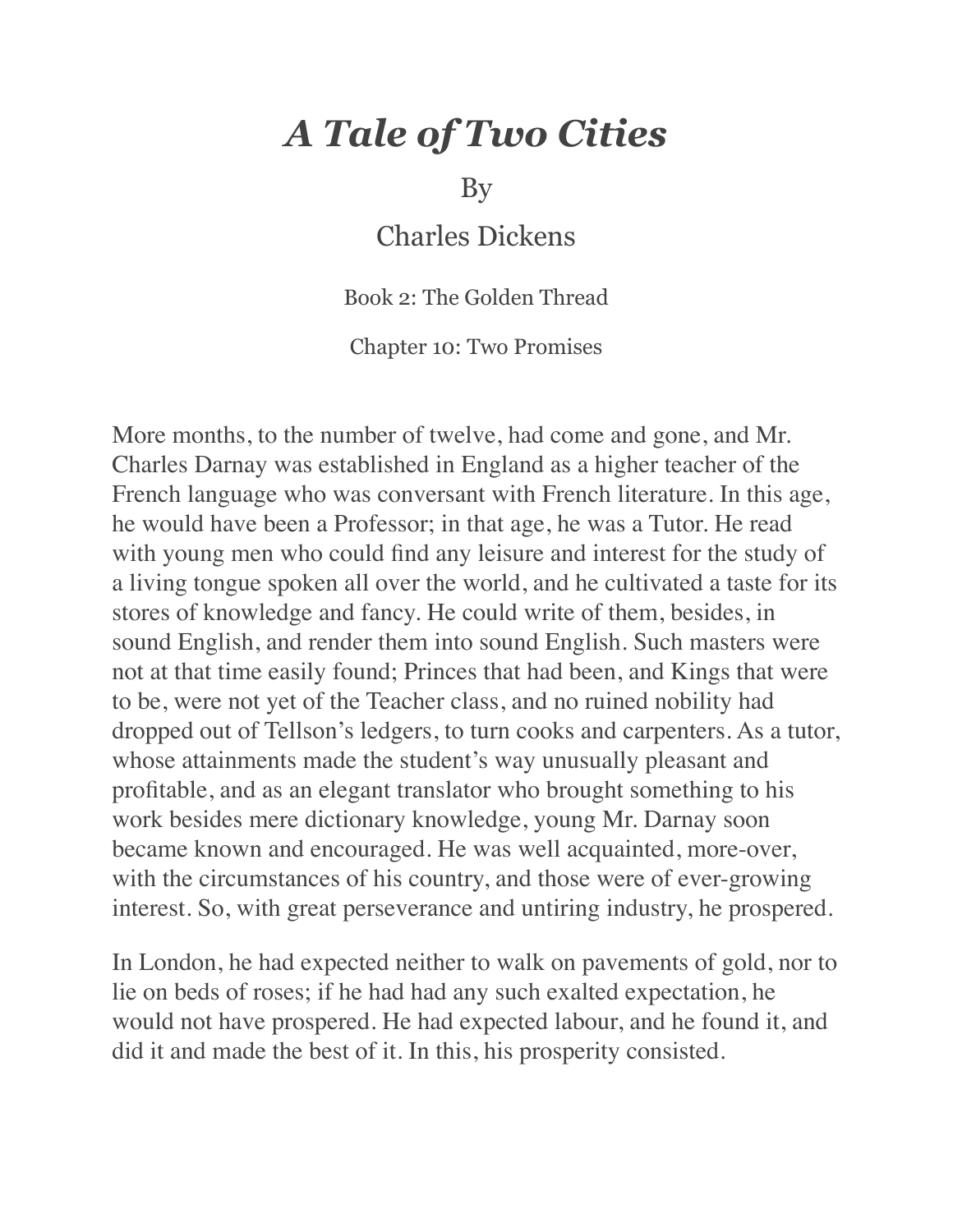# *A Tale of Two Cities*

By

Charles Dickens

Book 2: The Golden Thread

Chapter 10: Two Promises

More months, to the number of twelve, had come and gone, and Mr. Charles Darnay was established in England as a higher teacher of the French language who was conversant with French literature. In this age, he would have been a Professor; in that age, he was a Tutor. He read with young men who could find any leisure and interest for the study of a living tongue spoken all over the world, and he cultivated a taste for its stores of knowledge and fancy. He could write of them, besides, in sound English, and render them into sound English. Such masters were not at that time easily found; Princes that had been, and Kings that were to be, were not yet of the Teacher class, and no ruined nobility had dropped out of Tellson's ledgers, to turn cooks and carpenters. As a tutor, whose attainments made the student's way unusually pleasant and profitable, and as an elegant translator who brought something to his work besides mere dictionary knowledge, young Mr. Darnay soon became known and encouraged. He was well acquainted, more-over, with the circumstances of his country, and those were of ever-growing interest. So, with great perseverance and untiring industry, he prospered.

In London, he had expected neither to walk on pavements of gold, nor to lie on beds of roses; if he had had any such exalted expectation, he would not have prospered. He had expected labour, and he found it, and did it and made the best of it. In this, his prosperity consisted.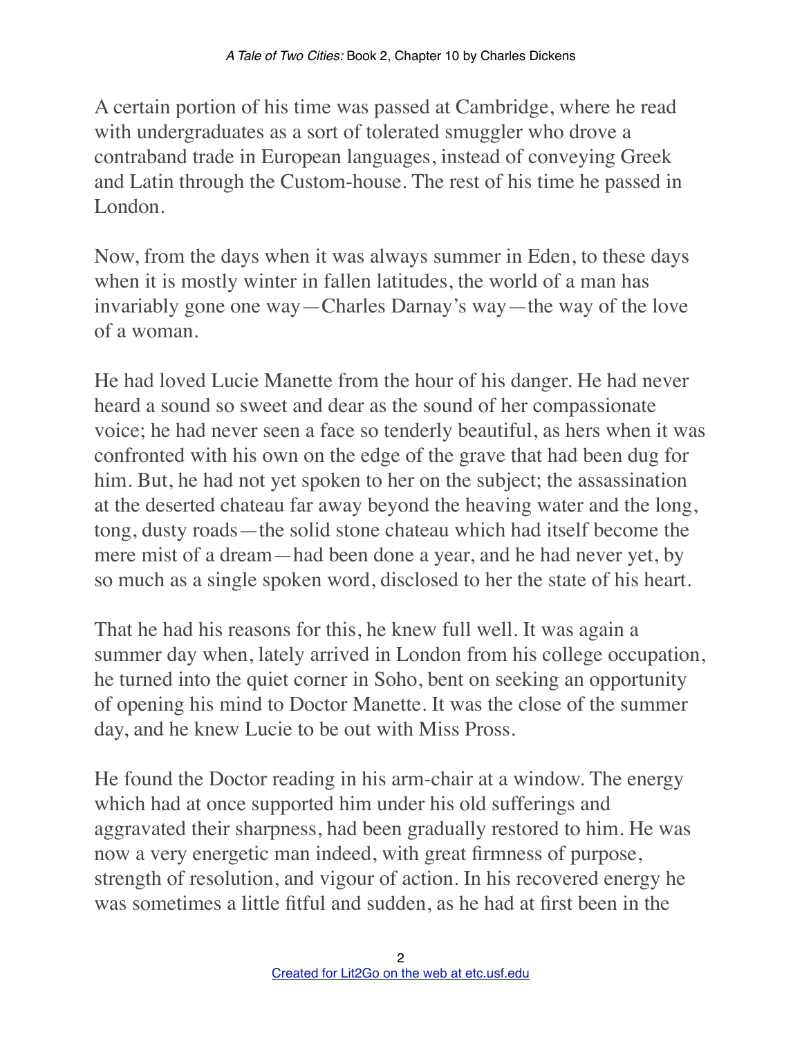A certain portion of his time was passed at Cambridge, where he read with undergraduates as a sort of tolerated smuggler who drove a contraband trade in European languages, instead of conveying Greek and Latin through the Custom-house. The rest of his time he passed in London.

Now, from the days when it was always summer in Eden, to these days when it is mostly winter in fallen latitudes, the world of a man has invariably gone one way—Charles Darnay's way—the way of the love of a woman.

He had loved Lucie Manette from the hour of his danger. He had never heard a sound so sweet and dear as the sound of her compassionate voice; he had never seen a face so tenderly beautiful, as hers when it was confronted with his own on the edge of the grave that had been dug for him. But, he had not yet spoken to her on the subject; the assassination at the deserted chateau far away beyond the heaving water and the long, tong, dusty roads—the solid stone chateau which had itself become the mere mist of a dream—had been done a year, and he had never yet, by so much as a single spoken word, disclosed to her the state of his heart.

That he had his reasons for this, he knew full well. It was again a summer day when, lately arrived in London from his college occupation, he turned into the quiet corner in Soho, bent on seeking an opportunity of opening his mind to Doctor Manette. It was the close of the summer day, and he knew Lucie to be out with Miss Pross.

He found the Doctor reading in his arm-chair at a window. The energy which had at once supported him under his old sufferings and aggravated their sharpness, had been gradually restored to him. He was now a very energetic man indeed, with great firmness of purpose, strength of resolution, and vigour of action. In his recovered energy he was sometimes a little fitful and sudden, as he had at first been in the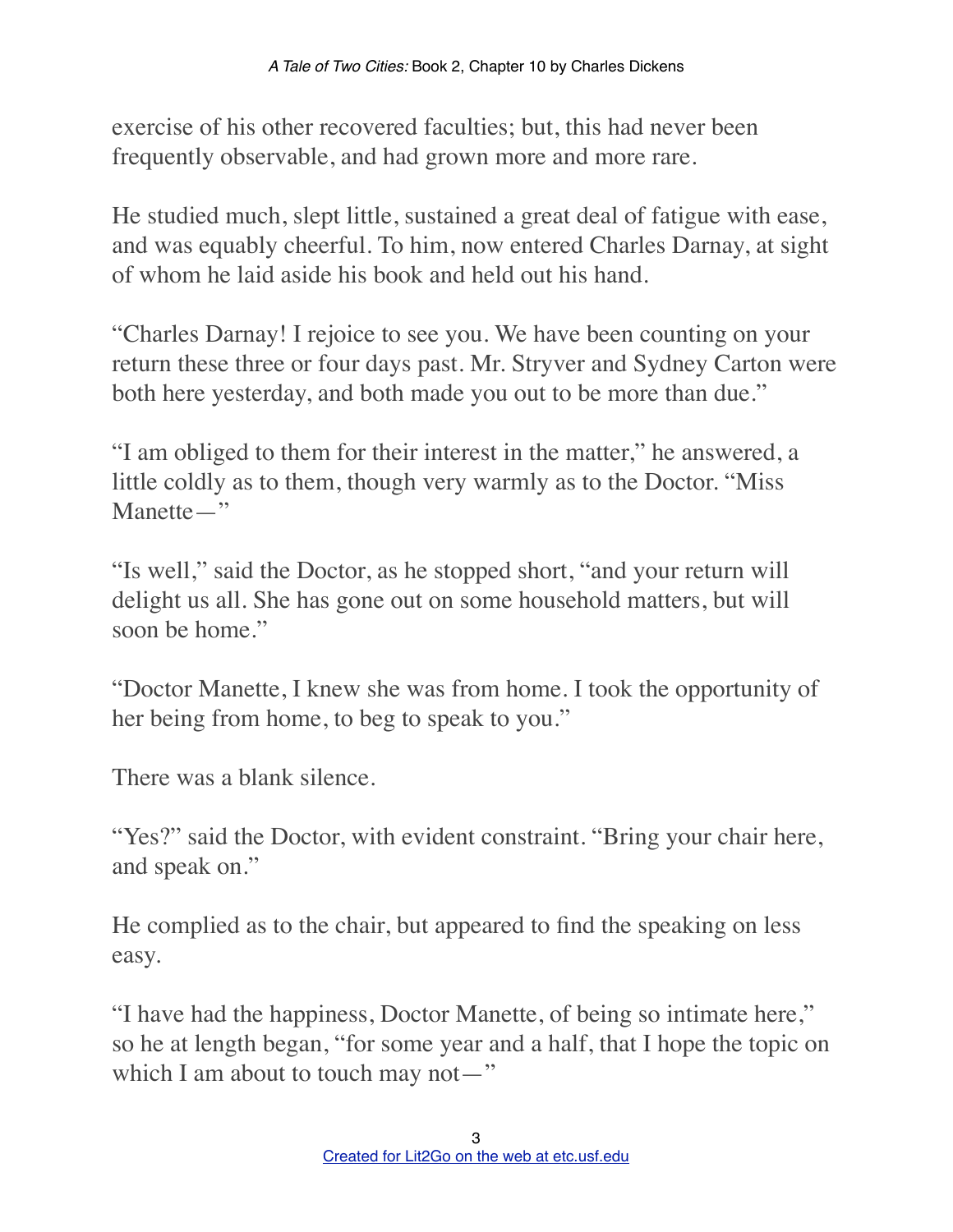exercise of his other recovered faculties; but, this had never been frequently observable, and had grown more and more rare.

He studied much, slept little, sustained a great deal of fatigue with ease, and was equably cheerful. To him, now entered Charles Darnay, at sight of whom he laid aside his book and held out his hand.

"Charles Darnay! I rejoice to see you. We have been counting on your return these three or four days past. Mr. Stryver and Sydney Carton were both here yesterday, and both made you out to be more than due."

"I am obliged to them for their interest in the matter," he answered, a little coldly as to them, though very warmly as to the Doctor. "Miss Manette—"

"Is well," said the Doctor, as he stopped short, "and your return will delight us all. She has gone out on some household matters, but will soon be home."

"Doctor Manette, I knew she was from home. I took the opportunity of her being from home, to beg to speak to you."

There was a blank silence.

"Yes?" said the Doctor, with evident constraint. "Bring your chair here, and speak on."

He complied as to the chair, but appeared to find the speaking on less easy.

"I have had the happiness, Doctor Manette, of being so intimate here," so he at length began, "for some year and a half, that I hope the topic on which I am about to touch may not—"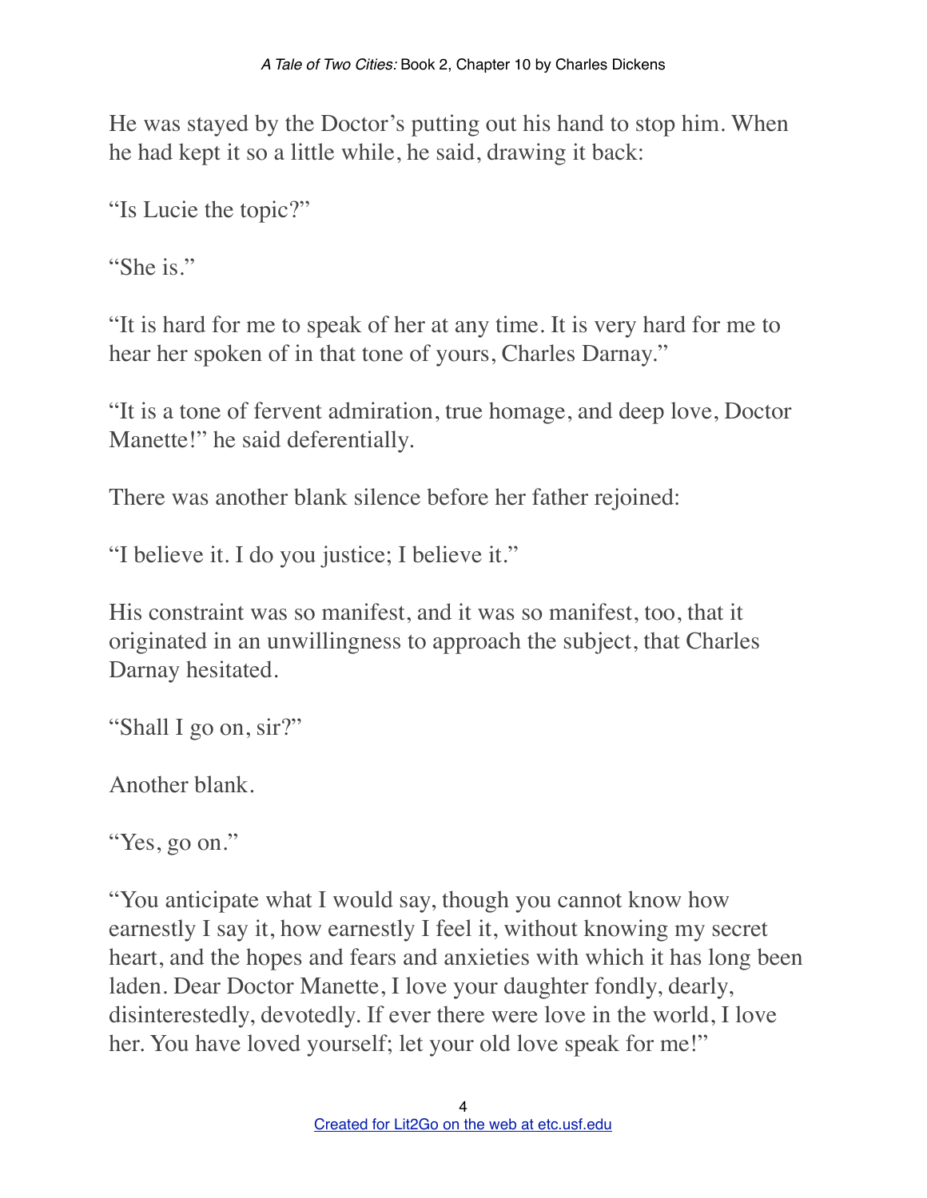He was stayed by the Doctor's putting out his hand to stop him. When he had kept it so a little while, he said, drawing it back:

"Is Lucie the topic?"

"She is."

"It is hard for me to speak of her at any time. It is very hard for me to hear her spoken of in that tone of yours, Charles Darnay."

"It is a tone of fervent admiration, true homage, and deep love, Doctor Manette!" he said deferentially.

There was another blank silence before her father rejoined:

"I believe it. I do you justice; I believe it."

His constraint was so manifest, and it was so manifest, too, that it originated in an unwillingness to approach the subject, that Charles Darnay hesitated.

"Shall I go on, sir?"

Another blank.

"Yes, go on."

"You anticipate what I would say, though you cannot know how earnestly I say it, how earnestly I feel it, without knowing my secret heart, and the hopes and fears and anxieties with which it has long been laden. Dear Doctor Manette, I love your daughter fondly, dearly, disinterestedly, devotedly. If ever there were love in the world, I love her. You have loved yourself; let your old love speak for me!"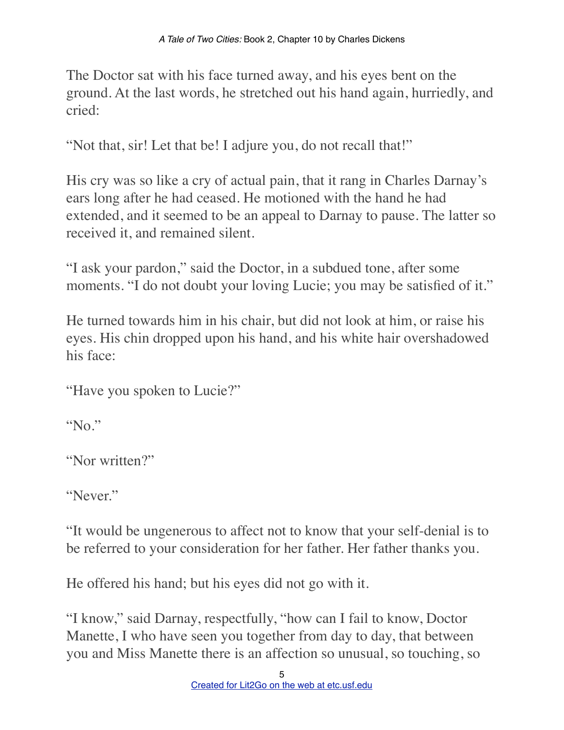The Doctor sat with his face turned away, and his eyes bent on the ground. At the last words, he stretched out his hand again, hurriedly, and cried:

"Not that, sir! Let that be! I adjure you, do not recall that!"

His cry was so like a cry of actual pain, that it rang in Charles Darnay's ears long after he had ceased. He motioned with the hand he had extended, and it seemed to be an appeal to Darnay to pause. The latter so received it, and remained silent.

"I ask your pardon," said the Doctor, in a subdued tone, after some moments. "I do not doubt your loving Lucie; you may be satisfied of it."

He turned towards him in his chair, but did not look at him, or raise his eyes. His chin dropped upon his hand, and his white hair overshadowed his face:

"Have you spoken to Lucie?"

"No."

"Nor written?"

"Never."

"It would be ungenerous to affect not to know that your self-denial is to be referred to your consideration for her father. Her father thanks you.

He offered his hand; but his eyes did not go with it.

"I know," said Darnay, respectfully, "how can I fail to know, Doctor Manette, I who have seen you together from day to day, that between you and Miss Manette there is an affection so unusual, so touching, so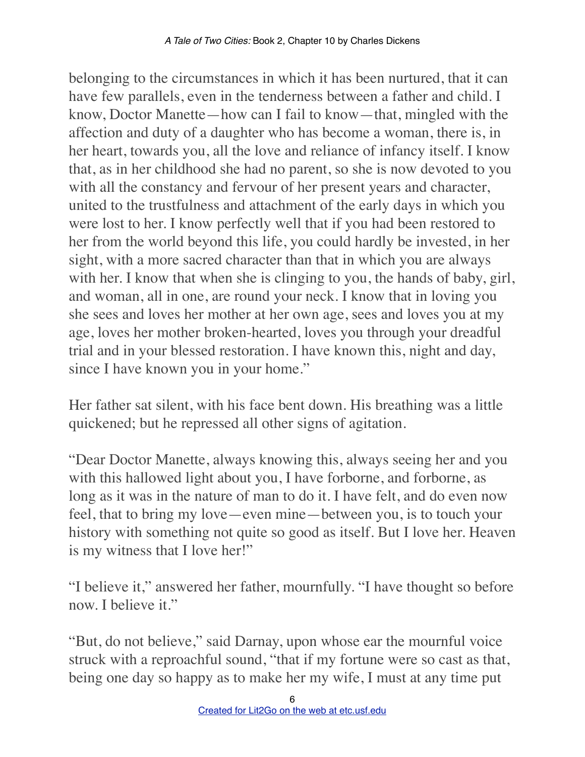belonging to the circumstances in which it has been nurtured, that it can have few parallels, even in the tenderness between a father and child. I know, Doctor Manette—how can I fail to know—that, mingled with the affection and duty of a daughter who has become a woman, there is, in her heart, towards you, all the love and reliance of infancy itself. I know that, as in her childhood she had no parent, so she is now devoted to you with all the constancy and fervour of her present years and character, united to the trustfulness and attachment of the early days in which you were lost to her. I know perfectly well that if you had been restored to her from the world beyond this life, you could hardly be invested, in her sight, with a more sacred character than that in which you are always with her. I know that when she is clinging to you, the hands of baby, girl, and woman, all in one, are round your neck. I know that in loving you she sees and loves her mother at her own age, sees and loves you at my age, loves her mother broken-hearted, loves you through your dreadful trial and in your blessed restoration. I have known this, night and day, since I have known you in your home."

Her father sat silent, with his face bent down. His breathing was a little quickened; but he repressed all other signs of agitation.

"Dear Doctor Manette, always knowing this, always seeing her and you with this hallowed light about you, I have forborne, and forborne, as long as it was in the nature of man to do it. I have felt, and do even now feel, that to bring my love—even mine—between you, is to touch your history with something not quite so good as itself. But I love her. Heaven is my witness that I love her!"

"I believe it," answered her father, mournfully. "I have thought so before now. I believe it."

"But, do not believe," said Darnay, upon whose ear the mournful voice struck with a reproachful sound, "that if my fortune were so cast as that, being one day so happy as to make her my wife, I must at any time put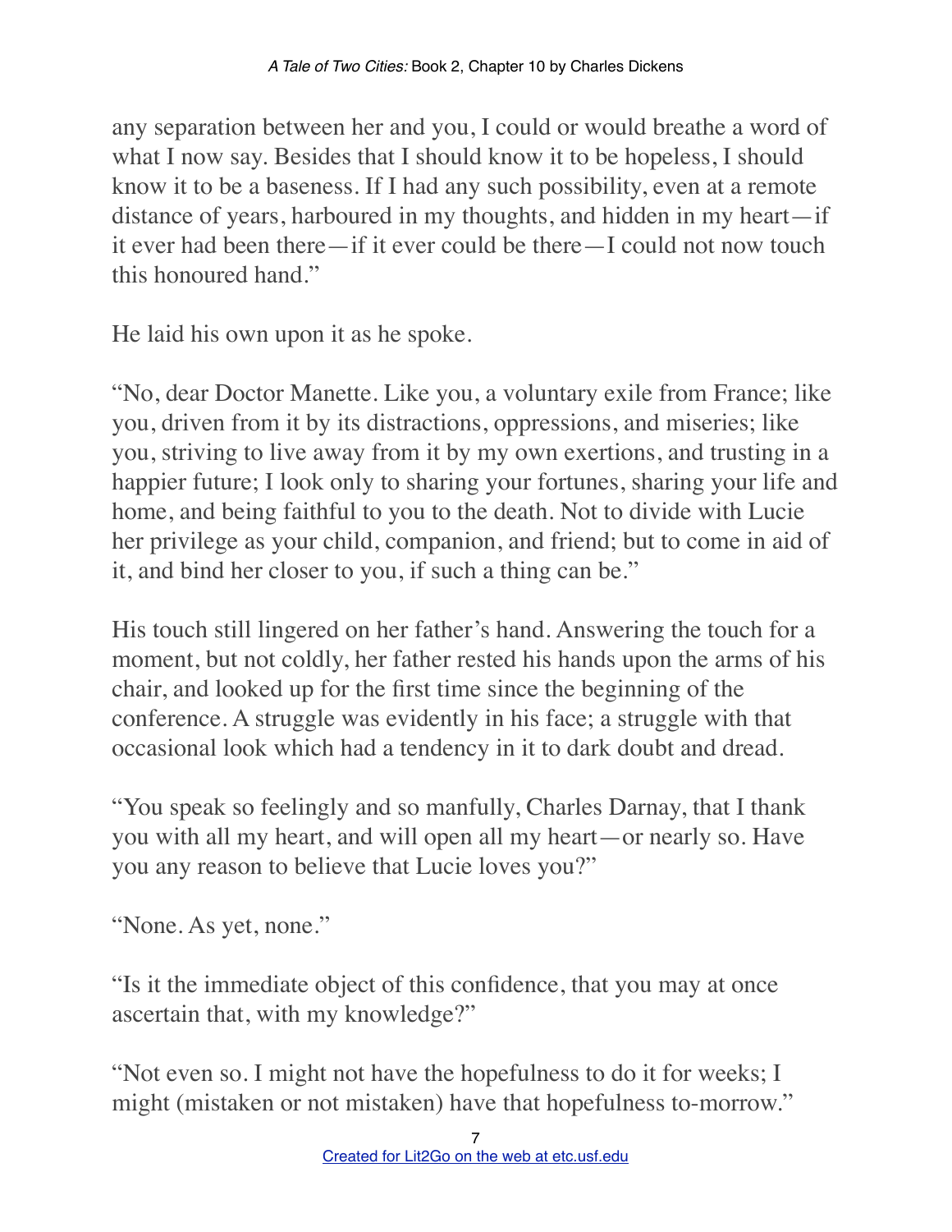any separation between her and you, I could or would breathe a word of what I now say. Besides that I should know it to be hopeless, I should know it to be a baseness. If I had any such possibility, even at a remote distance of years, harboured in my thoughts, and hidden in my heart—if it ever had been there—if it ever could be there—I could not now touch this honoured hand."

He laid his own upon it as he spoke.

"No, dear Doctor Manette. Like you, a voluntary exile from France; like you, driven from it by its distractions, oppressions, and miseries; like you, striving to live away from it by my own exertions, and trusting in a happier future; I look only to sharing your fortunes, sharing your life and home, and being faithful to you to the death. Not to divide with Lucie her privilege as your child, companion, and friend; but to come in aid of it, and bind her closer to you, if such a thing can be."

His touch still lingered on her father's hand. Answering the touch for a moment, but not coldly, her father rested his hands upon the arms of his chair, and looked up for the first time since the beginning of the conference. A struggle was evidently in his face; a struggle with that occasional look which had a tendency in it to dark doubt and dread.

"You speak so feelingly and so manfully, Charles Darnay, that I thank you with all my heart, and will open all my heart—or nearly so. Have you any reason to believe that Lucie loves you?"

"None. As yet, none."

"Is it the immediate object of this confidence, that you may at once ascertain that, with my knowledge?"

"Not even so. I might not have the hopefulness to do it for weeks; I might (mistaken or not mistaken) have that hopefulness to-morrow."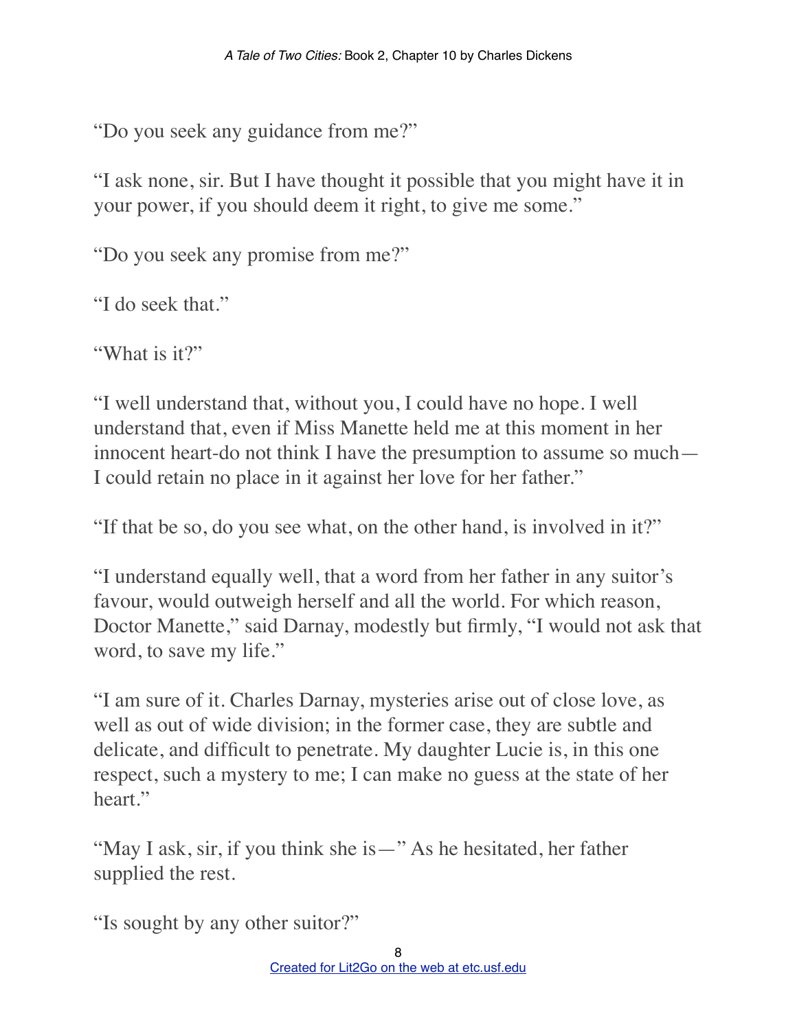"Do you seek any guidance from me?"

"I ask none, sir. But I have thought it possible that you might have it in your power, if you should deem it right, to give me some."

"Do you seek any promise from me?"

"I do seek that."

"What is it?"

"I well understand that, without you, I could have no hope. I well understand that, even if Miss Manette held me at this moment in her innocent heart-do not think I have the presumption to assume so much—I could retain no place in it against her love for her father."

"If that be so, do you see what, on the other hand, is involved in it?"

"I understand equally well, that a word from her father in any suitor's favour, would outweigh herself and all the world. For which reason, Doctor Manette," said Darnay, modestly but firmly, "I would not ask that word, to save my life."

"I am sure of it. Charles Darnay, mysteries arise out of close love, as well as out of wide division; in the former case, they are subtle and delicate, and difficult to penetrate. My daughter Lucie is, in this one respect, such a mystery to me; I can make no guess at the state of her heart."

"May I ask, sir, if you think she is—" As he hesitated, her father supplied the rest.

"Is sought by any other suitor?"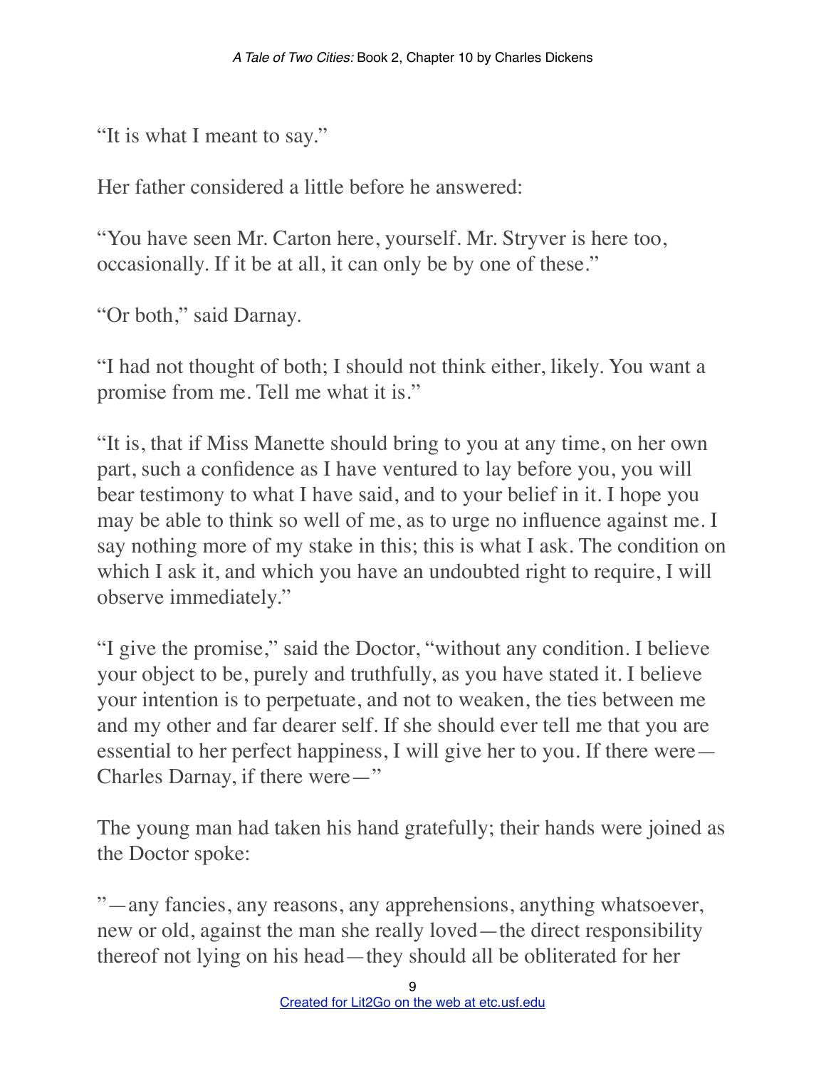"It is what I meant to say."

Her father considered a little before he answered:

"You have seen Mr. Carton here, yourself. Mr. Stryver is here too, occasionally. If it be at all, it can only be by one of these."

"Or both," said Darnay.

"I had not thought of both; I should not think either, likely. You want a promise from me. Tell me what it is."

"It is, that if Miss Manette should bring to you at any time, on her own part, such a confidence as I have ventured to lay before you, you will bear testimony to what I have said, and to your belief in it. I hope you may be able to think so well of me, as to urge no influence against me. I say nothing more of my stake in this; this is what I ask. The condition on which I ask it, and which you have an undoubted right to require, I will observe immediately."

"I give the promise," said the Doctor, "without any condition. I believe your object to be, purely and truthfully, as you have stated it. I believe your intention is to perpetuate, and not to weaken, the ties between me and my other and far dearer self. If she should ever tell me that you are essential to her perfect happiness, I will give her to you. If there were—Charles Darnay, if there were—"

The young man had taken his hand gratefully; their hands were joined as the Doctor spoke:

"—any fancies, any reasons, any apprehensions, anything whatsoever, new or old, against the man she really loved—the direct responsibility thereof not lying on his head—they should all be obliterated for her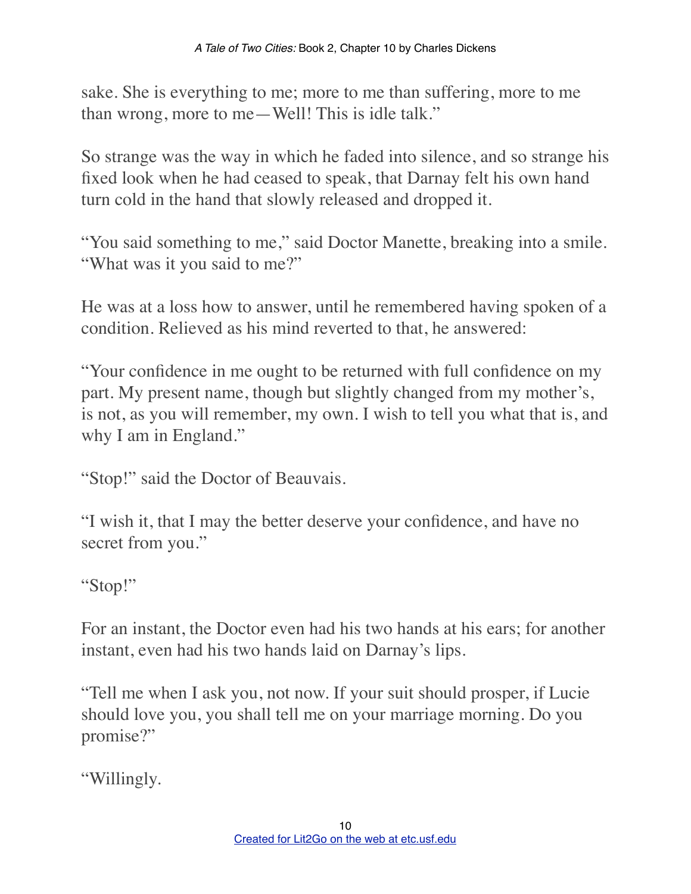sake. She is everything to me; more to me than suffering, more to me than wrong, more to me—Well! This is idle talk."

So strange was the way in which he faded into silence, and so strange his fixed look when he had ceased to speak, that Darnay felt his own hand turn cold in the hand that slowly released and dropped it.

"You said something to me," said Doctor Manette, breaking into a smile. "What was it you said to me?"

He was at a loss how to answer, until he remembered having spoken of a condition. Relieved as his mind reverted to that, he answered:

"Your confidence in me ought to be returned with full confidence on my part. My present name, though but slightly changed from my mother's, is not, as you will remember, my own. I wish to tell you what that is, and why I am in England."

"Stop!" said the Doctor of Beauvais.

"I wish it, that I may the better deserve your confidence, and have no secret from you."

"Stop!"

For an instant, the Doctor even had his two hands at his ears; for another instant, even had his two hands laid on Darnay's lips.

"Tell me when I ask you, not now. If your suit should prosper, if Lucie should love you, you shall tell me on your marriage morning. Do you promise?"

"Willingly.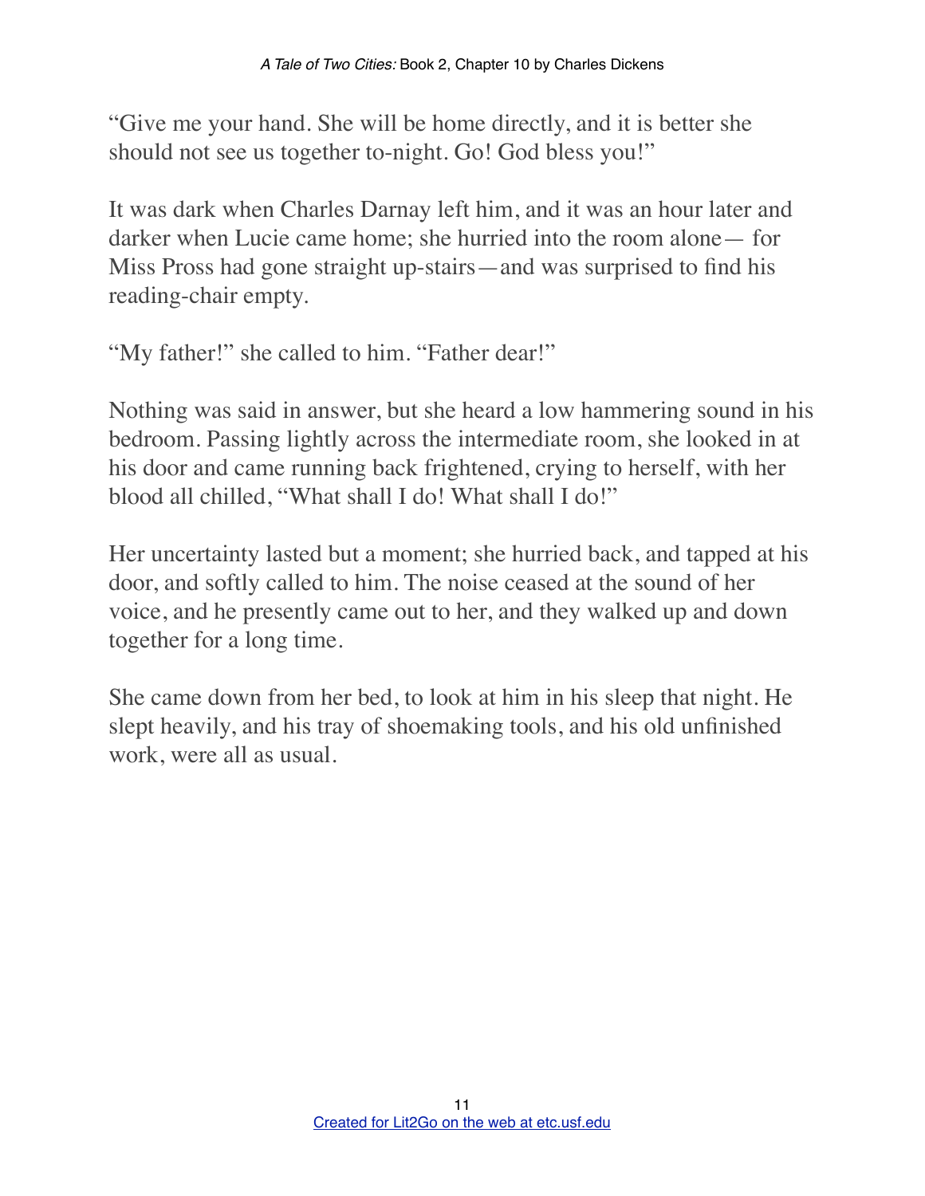"Give me your hand. She will be home directly, and it is better she should not see us together to-night. Go! God bless you!"

It was dark when Charles Darnay left him, and it was an hour later and darker when Lucie came home; she hurried into the room alone— for Miss Pross had gone straight up-stairs—and was surprised to find his reading-chair empty.

"My father!" she called to him. "Father dear!"

Nothing was said in answer, but she heard a low hammering sound in his bedroom. Passing lightly across the intermediate room, she looked in at his door and came running back frightened, crying to herself, with her blood all chilled, "What shall I do! What shall I do!"

Her uncertainty lasted but a moment; she hurried back, and tapped at his door, and softly called to him. The noise ceased at the sound of her voice, and he presently came out to her, and they walked up and down together for a long time.

She came down from her bed, to look at him in his sleep that night. He slept heavily, and his tray of shoemaking tools, and his old unfinished work, were all as usual.